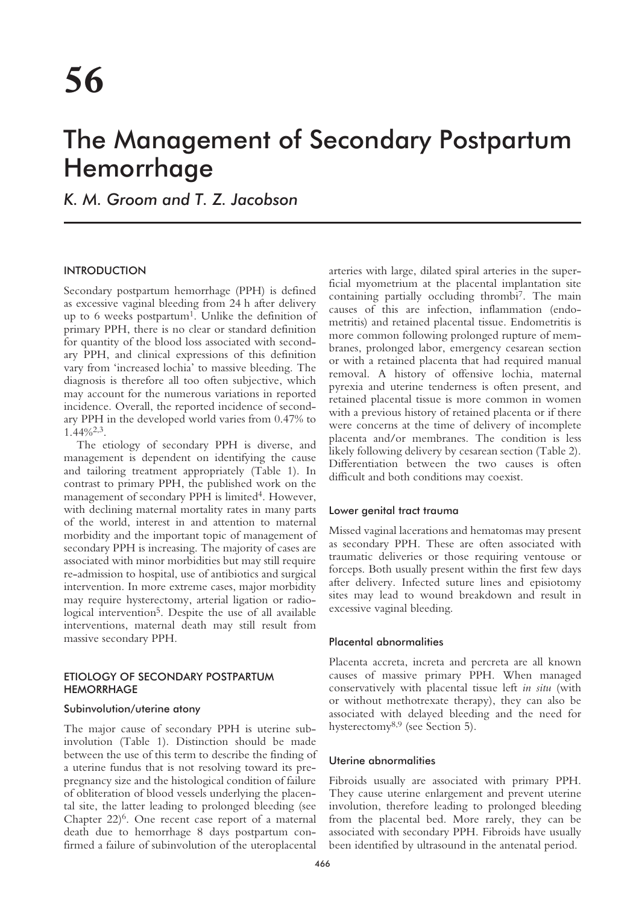# 56

# The Management of Secondary Postpartum Hemorrhage

*K. M. Groom and T. Z. Jacobson*

## INTRODUCTION

Secondary postpartum hemorrhage (PPH) is defined as excessive vaginal bleeding from 24 h after delivery up to 6 weeks postpartum[1]. Unlike the definition of primary PPH, there is no clear or standard definition for quantity of the blood loss associated with secondary PPH, and clinical expressions of this definition vary from 'increased lochia' to massive bleeding. The diagnosis is therefore all too often subjective, which may account for the numerous variations in reported incidence. Overall, the reported incidence of secondary PPH in the developed world varies from 0.47% to 1.44%[2,3].

The etiology of secondary PPH is diverse, and management is dependent on identifying the cause and tailoring treatment appropriately (Table 1). In contrast to primary PPH, the published work on the management of secondary PPH is limited[4]. However, with declining maternal mortality rates in many parts of the world, interest in and attention to maternal morbidity and the important topic of management of secondary PPH is increasing. The majority of cases are associated with minor morbidities but may still require re-admission to hospital, use of antibiotics and surgical intervention. In more extreme cases, major morbidity may require hysterectomy, arterial ligation or radiological intervention[5]. Despite the use of all available interventions, maternal death may still result from massive secondary PPH.

## ETIOLOGY OF SECONDARY POSTPARTUM HEMORRHAGE

### Subinvolution/uterine atony

The major cause of secondary PPH is uterine subinvolution (Table 1). Distinction should be made between the use of this term to describe the finding of a uterine fundus that is not resolving toward its prepregnancy size and the histological condition of failure of obliteration of blood vessels underlying the placental site, the latter leading to prolonged bleeding (see Chapter 22)[6]. One recent case report of a maternal death due to hemorrhage 8 days postpartum confirmed a failure of subinvolution of the uteroplacental arteries with large, dilated spiral arteries in the superficial myometrium at the placental implantation site containing partially occluding thrombi[7]. The main causes of this are infection, inflammation (endometritis) and retained placental tissue. Endometritis is more common following prolonged rupture of membranes, prolonged labor, emergency cesarean section or with a retained placenta that had required manual removal. A history of offensive lochia, maternal pyrexia and uterine tenderness is often present, and retained placental tissue is more common in women with a previous history of retained placenta or if there were concerns at the time of delivery of incomplete placenta and/or membranes. The condition is less likely following delivery by cesarean section (Table 2). Differentiation between the two causes is often difficult and both conditions may coexist.

### Lower genital tract trauma

Missed vaginal lacerations and hematomas may present as secondary PPH. These are often associated with traumatic deliveries or those requiring ventouse or forceps. Both usually present within the first few days after delivery. Infected suture lines and episiotomy sites may lead to wound breakdown and result in excessive vaginal bleeding.

### Placental abnormalities

Placenta accreta, increta and percreta are all known causes of massive primary PPH. When managed conservatively with placental tissue left *in situ* (with or without methotrexate therapy), they can also be associated with delayed bleeding and the need for hysterectomy[8,9] (see Section 5).

### Uterine abnormalities

Fibroids usually are associated with primary PPH. They cause uterine enlargement and prevent uterine involution, therefore leading to prolonged bleeding from the placental bed. More rarely, they can be associated with secondary PPH. Fibroids have usually been identified by ultrasound in the antenatal period.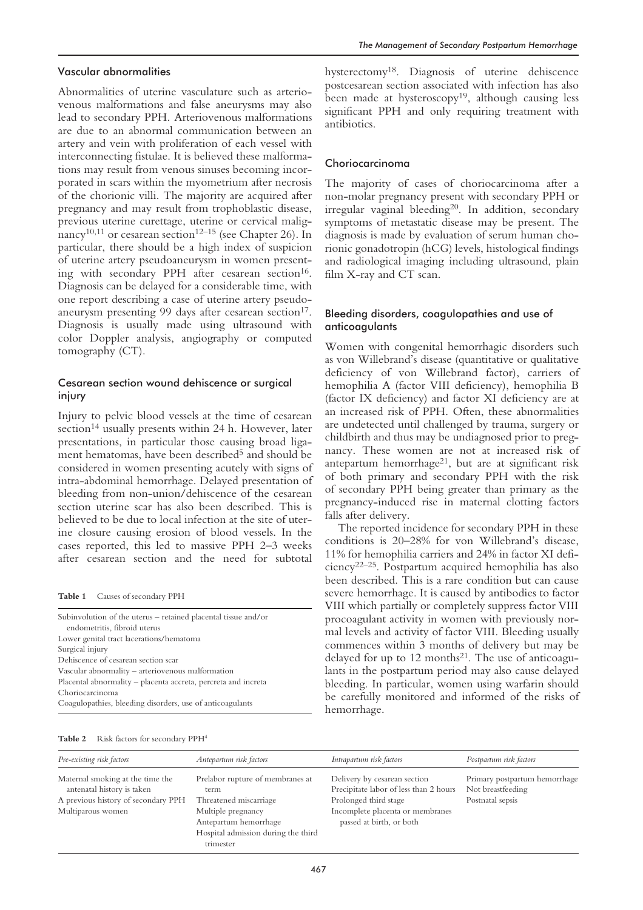## Vascular abnormalities

Abnormalities of uterine vasculature such as arteriovenous malformations and false aneurysms may also lead to secondary PPH. Arteriovenous malformations are due to an abnormal communication between an artery and vein with proliferation of each vessel with interconnecting fistulae. It is believed these malformations may result from venous sinuses becoming incorporated in scars within the myometrium after necrosis of the chorionic villi. The majority are acquired after pregnancy and may result from trophoblastic disease, previous uterine curettage, uterine or cervical malignancy[10,11] or cesarean section[12–15] (see Chapter 26). In particular, there should be a high index of suspicion of uterine artery pseudoaneurysm in women presenting with secondary PPH after cesarean section[16]. Diagnosis can be delayed for a considerable time, with one report describing a case of uterine artery pseudoaneurysm presenting 99 days after cesarean section[17]. Diagnosis is usually made using ultrasound with color Doppler analysis, angiography or computed tomography (CT).

## Cesarean section wound dehiscence or surgical injury

Injury to pelvic blood vessels at the time of cesarean section[14] usually presents within 24 h. However, later presentations, in particular those causing broad ligament hematomas, have been described[5] and should be considered in women presenting acutely with signs of intra-abdominal hemorrhage. Delayed presentation of bleeding from non-union/dehiscence of the cesarean section uterine scar has also been described. This is believed to be due to local infection at the site of uterine closure causing erosion of blood vessels. In the cases reported, this led to massive PPH 2–3 weeks after cesarean section and the need for subtotal hysterectomy[18]. Diagnosis of uterine dehiscence postcesarean section associated with infection has also been made at hysteroscopy[19], although causing less significant PPH and only requiring treatment with antibiotics.

## Choriocarcinoma

The majority of cases of choriocarcinoma after a non-molar pregnancy present with secondary PPH or irregular vaginal bleeding[20]. In addition, secondary symptoms of metastatic disease may be present. The diagnosis is made by evaluation of serum human chorionic gonadotropin (hCG) levels, histological findings and radiological imaging including ultrasound, plain film X-ray and CT scan.

## Bleeding disorders, coagulopathies and use of anticoagulants

Women with congenital hemorrhagic disorders such as von Willebrand's disease (quantitative or qualitative deficiency of von Willebrand factor), carriers of hemophilia A (factor VIII deficiency), hemophilia B (factor IX deficiency) and factor XI deficiency are at an increased risk of PPH. Often, these abnormalities are undetected until challenged by trauma, surgery or childbirth and thus may be undiagnosed prior to pregnancy. These women are not at increased risk of antepartum hemorrhage[21], but are at significant risk of both primary and secondary PPH with the risk of secondary PPH being greater than primary as the pregnancy-induced rise in maternal clotting factors falls after delivery.

The reported incidence for secondary PPH in these conditions is 20–28% for von Willebrand's disease, 11% for hemophilia carriers and 24% in factor XI deficiency[22–25]. Postpartum acquired hemophilia has also been described. This is a rare condition but can cause severe hemorrhage. It is caused by antibodies to factor VIII which partially or completely suppress factor VIII procoagulant activity in women with previously normal levels and activity of factor VIII. Bleeding usually commences within 3 months of delivery but may be delayed for up to 12 months[21]. The use of anticoagulants in the postpartum period may also cause delayed bleeding. In particular, women using warfarin should be carefully monitored and informed of the risks of hemorrhage.

**Table 1** Causes of secondary PPH

| |
|---|
| Subinvolution of the uterus – retained placental tissue and/or endometritis, fibroid uterus |
| Lower genital tract lacerations/hematoma |
| Surgical injury |
| Dehiscence of cesarean section scar |
| Vascular abnormality – arteriovenous malformation |
| Placental abnormality – placenta accreta, percreta and increta |
| Choriocarcinoma |
| Coagulopathies, bleeding disorders, use of anticoagulants |

**Table 2** Risk factors for secondary PPH[4]

| *Pre-existing risk factors* | *Antepartum risk factors* | *Intrapartum risk factors* | *Postpartum risk factors* |
|---|---|---|---|
| Maternal smoking at the time the antenatal history is taken<br>A previous history of secondary PPH<br>Multiparous women | Prelabor rupture of membranes at term<br>Threatened miscarriage<br>Multiple pregnancy<br>Antepartum hemorrhage<br>Hospital admission during the third trimester | Delivery by cesarean section<br>Precipitate labor of less than 2 hours<br>Prolonged third stage<br>Incomplete placenta or membranes passed at birth, or both | Primary postpartum hemorrhage<br>Not breastfeeding<br>Postnatal sepsis |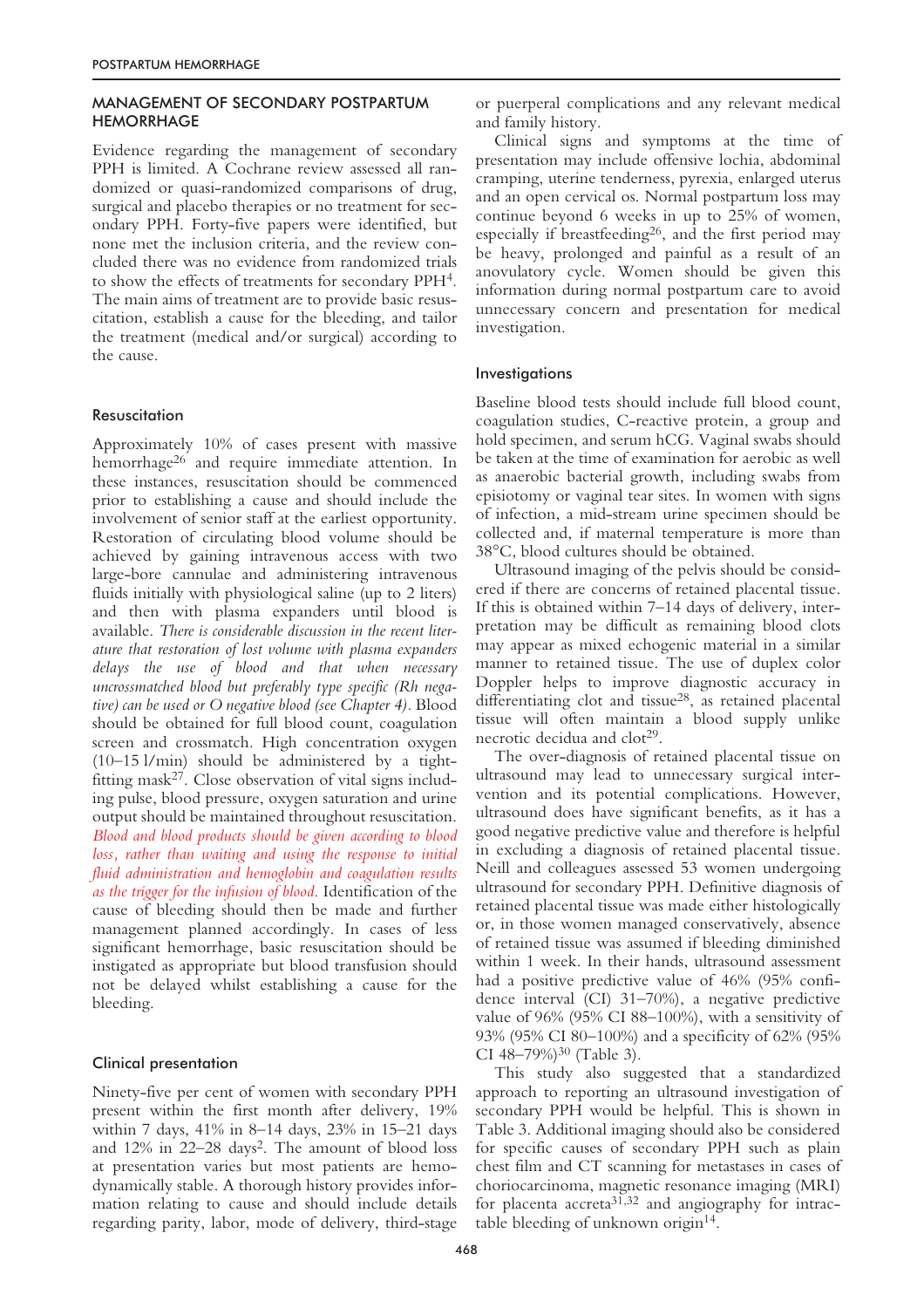## MANAGEMENT OF SECONDARY POSTPARTUM HEMORRHAGE

Evidence regarding the management of secondary PPH is limited. A Cochrane review assessed all randomized or quasi-randomized comparisons of drug, surgical and placebo therapies or no treatment for secondary PPH. Forty-five papers were identified, but none met the inclusion criteria, and the review concluded there was no evidence from randomized trials to show the effects of treatments for secondary PPH[4]. The main aims of treatment are to provide basic resuscitation, establish a cause for the bleeding, and tailor the treatment (medical and/or surgical) according to the cause.

### Resuscitation

Approximately 10% of cases present with massive hemorrhage[26] and require immediate attention. In these instances, resuscitation should be commenced prior to establishing a cause and should include the involvement of senior staff at the earliest opportunity. Restoration of circulating blood volume should be achieved by gaining intravenous access with two large-bore cannulae and administering intravenous fluids initially with physiological saline (up to 2 liters) and then with plasma expanders until blood is available. *There is considerable discussion in the recent literature that restoration of lost volume with plasma expanders delays the use of blood and that when necessary uncrossmatched blood but preferably type specific (Rh negative) can be used or O negative blood (see Chapter 4).* Blood should be obtained for full blood count, coagulation screen and crossmatch. High concentration oxygen (10–15 l/min) should be administered by a tight-fitting mask[27]. Close observation of vital signs including pulse, blood pressure, oxygen saturation and urine output should be maintained throughout resuscitation. *Blood and blood products should be given according to blood loss, rather than waiting and using the response to initial fluid administration and hemoglobin and coagulation results as the trigger for the infusion of blood.* Identification of the cause of bleeding should then be made and further management planned accordingly. In cases of less significant hemorrhage, basic resuscitation should be instigated as appropriate but blood transfusion should not be delayed whilst establishing a cause for the bleeding.

### Clinical presentation

Ninety-five per cent of women with secondary PPH present within the first month after delivery, 19% within 7 days, 41% in 8–14 days, 23% in 15–21 days and 12% in 22–28 days[2]. The amount of blood loss at presentation varies but most patients are hemodynamically stable. A thorough history provides information relating to cause and should include details regarding parity, labor, mode of delivery, third-stage or puerperal complications and any relevant medical and family history.

Clinical signs and symptoms at the time of presentation may include offensive lochia, abdominal cramping, uterine tenderness, pyrexia, enlarged uterus and an open cervical os. Normal postpartum loss may continue beyond 6 weeks in up to 25% of women, especially if breastfeeding[26], and the first period may be heavy, prolonged and painful as a result of an anovulatory cycle. Women should be given this information during normal postpartum care to avoid unnecessary concern and presentation for medical investigation.

### Investigations

Baseline blood tests should include full blood count, coagulation studies, C-reactive protein, a group and hold specimen, and serum hCG. Vaginal swabs should be taken at the time of examination for aerobic as well as anaerobic bacterial growth, including swabs from episiotomy or vaginal tear sites. In women with signs of infection, a mid-stream urine specimen should be collected and, if maternal temperature is more than 38°C, blood cultures should be obtained.

Ultrasound imaging of the pelvis should be considered if there are concerns of retained placental tissue. If this is obtained within 7–14 days of delivery, interpretation may be difficult as remaining blood clots may appear as mixed echogenic material in a similar manner to retained tissue. The use of duplex color Doppler helps to improve diagnostic accuracy in differentiating clot and tissue[28], as retained placental tissue will often maintain a blood supply unlike necrotic decidua and clot[29].

The over-diagnosis of retained placental tissue on ultrasound may lead to unnecessary surgical intervention and its potential complications. However, ultrasound does have significant benefits, as it has a good negative predictive value and therefore is helpful in excluding a diagnosis of retained placental tissue. Neill and colleagues assessed 53 women undergoing ultrasound for secondary PPH. Definitive diagnosis of retained placental tissue was made either histologically or, in those women managed conservatively, absence of retained tissue was assumed if bleeding diminished within 1 week. In their hands, ultrasound assessment had a positive predictive value of 46% (95% confidence interval (CI) 31–70%), a negative predictive value of 96% (95% CI 88–100%), with a sensitivity of 93% (95% CI 80–100%) and a specificity of 62% (95% CI 48–79%)[30] (Table 3).

This study also suggested that a standardized approach to reporting an ultrasound investigation of secondary PPH would be helpful. This is shown in Table 3. Additional imaging should also be considered for specific causes of secondary PPH such as plain chest film and CT scanning for metastases in cases of choriocarcinoma, magnetic resonance imaging (MRI) for placenta accreta[31,32] and angiography for intractable bleeding of unknown origin[14].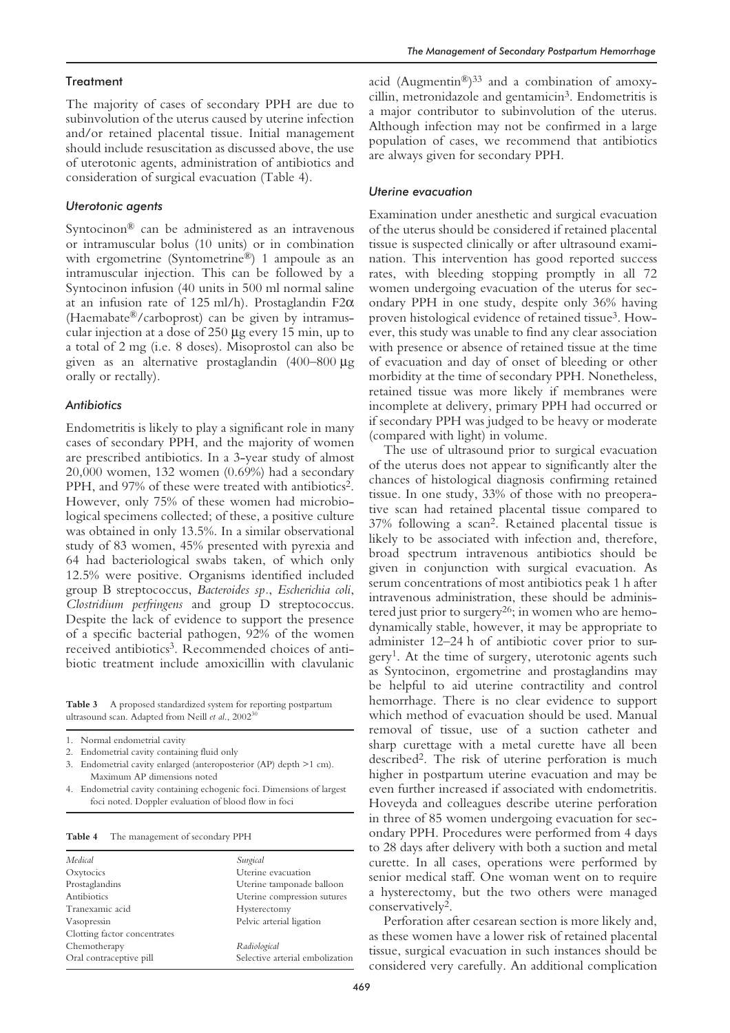## Treatment

The majority of cases of secondary PPH are due to subinvolution of the uterus caused by uterine infection and/or retained placental tissue. Initial management should include resuscitation as discussed above, the use of uterotonic agents, administration of antibiotics and consideration of surgical evacuation (Table 4).

### *Uterotonic agents*

Syntocinon® can be administered as an intravenous or intramuscular bolus (10 units) or in combination with ergometrine (Syntometrine®) 1 ampoule as an intramuscular injection. This can be followed by a Syntocinon infusion (40 units in 500 ml normal saline at an infusion rate of 125 ml/h). Prostaglandin F2$\alpha$ (Haemabate®/carboprost) can be given by intramuscular injection at a dose of 250 μg every 15 min, up to a total of 2 mg (i.e. 8 doses). Misoprostol can also be given as an alternative prostaglandin (400–800 μg orally or rectally).

### *Antibiotics*

Endometritis is likely to play a significant role in many cases of secondary PPH, and the majority of women are prescribed antibiotics. In a 3-year study of almost 20,000 women, 132 women (0.69%) had a secondary PPH, and 97% of these were treated with antibiotics[2]. However, only 75% of these women had microbiological specimens collected; of these, a positive culture was obtained in only 13.5%. In a similar observational study of 83 women, 45% presented with pyrexia and 64 had bacteriological swabs taken, of which only 12.5% were positive. Organisms identified included group B streptococcus, *Bacteroides sp*., *Escherichia coli*, *Clostridium perfringens* and group D streptococcus. Despite the lack of evidence to support the presence of a specific bacterial pathogen, 92% of the women received antibiotics[3]. Recommended choices of antibiotic treatment include amoxicillin with clavulanic acid (Augmentin®)[33] and a combination of amoxycillin, metronidazole and gentamicin[3]. Endometritis is a major contributor to subinvolution of the uterus. Although infection may not be confirmed in a large population of cases, we recommend that antibiotics are always given for secondary PPH.

### *Uterine evacuation*

Examination under anesthetic and surgical evacuation of the uterus should be considered if retained placental tissue is suspected clinically or after ultrasound examination. This intervention has good reported success rates, with bleeding stopping promptly in all 72 women undergoing evacuation of the uterus for secondary PPH in one study, despite only 36% having proven histological evidence of retained tissue[3]. However, this study was unable to find any clear association with presence or absence of retained tissue at the time of evacuation and day of onset of bleeding or other morbidity at the time of secondary PPH. Nonetheless, retained tissue was more likely if membranes were incomplete at delivery, primary PPH had occurred or if secondary PPH was judged to be heavy or moderate (compared with light) in volume.

The use of ultrasound prior to surgical evacuation of the uterus does not appear to significantly alter the chances of histological diagnosis confirming retained tissue. In one study, 33% of those with no preoperative scan had retained placental tissue compared to 37% following a scan[2]. Retained placental tissue is likely to be associated with infection and, therefore, broad spectrum intravenous antibiotics should be given in conjunction with surgical evacuation. As serum concentrations of most antibiotics peak 1 h after intravenous administration, these should be administered just prior to surgery[26]; in women who are hemodynamically stable, however, it may be appropriate to administer 12–24 h of antibiotic cover prior to surgery[1]. At the time of surgery, uterotonic agents such as Syntocinon, ergometrine and prostaglandins may be helpful to aid uterine contractility and control hemorrhage. There is no clear evidence to support which method of evacuation should be used. Manual removal of tissue, use of a suction catheter and sharp curettage with a metal curette have all been described[2]. The risk of uterine perforation is much higher in postpartum uterine evacuation and may be even further increased if associated with endometritis. Hoveyda and colleagues describe uterine perforation in three of 85 women undergoing evacuation for secondary PPH. Procedures were performed from 4 days to 28 days after delivery with both a suction and metal curette. In all cases, operations were performed by senior medical staff. One woman went on to require a hysterectomy, but the two others were managed conservatively[2].

Perforation after cesarean section is more likely and, as these women have a lower risk of retained placental tissue, surgical evacuation in such instances should be considered very carefully. An additional complication

**Table 3** A proposed standardized system for reporting postpartum ultrasound scan. Adapted from Neill *et al*., 2002[30]

1. Normal endometrial cavity
2. Endometrial cavity containing fluid only
3. Endometrial cavity enlarged (anteroposterior (AP) depth >1 cm). Maximum AP dimensions noted
4. Endometrial cavity containing echogenic foci. Dimensions of largest foci noted. Doppler evaluation of blood flow in foci

**Table 4** The management of secondary PPH

| *Medical* | *Surgical* |
|---|---|
| Oxytocics | Uterine evacuation |
| Prostaglandins | Uterine tamponade balloon |
| Antibiotics | Uterine compression sutures |
| Tranexamic acid | Hysterectomy |
| Vasopressin | Pelvic arterial ligation |
| Clotting factor concentrates | |
| Chemotherapy | *Radiological* |
| Oral contraceptive pill | Selective arterial embolization |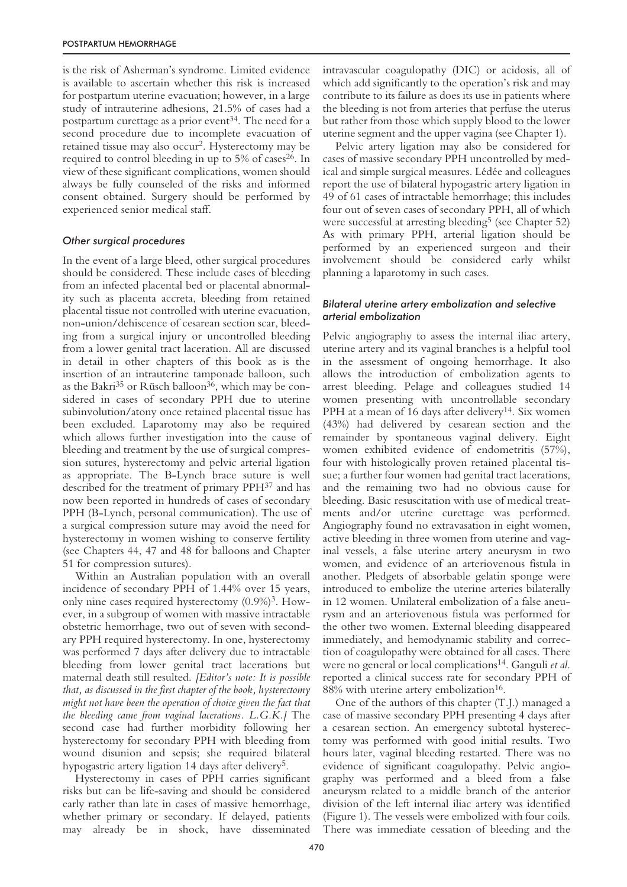is the risk of Asherman's syndrome. Limited evidence is available to ascertain whether this risk is increased for postpartum uterine evacuation; however, in a large study of intrauterine adhesions, 21.5% of cases had a postpartum curettage as a prior event[34]. The need for a second procedure due to incomplete evacuation of retained tissue may also occur[2]. Hysterectomy may be required to control bleeding in up to 5% of cases[26]. In view of these significant complications, women should always be fully counseled of the risks and informed consent obtained. Surgery should be performed by experienced senior medical staff.

### *Other surgical procedures*

In the event of a large bleed, other surgical procedures should be considered. These include cases of bleeding from an infected placental bed or placental abnormality such as placenta accreta, bleeding from retained placental tissue not controlled with uterine evacuation, non-union/dehiscence of cesarean section scar, bleeding from a surgical injury or uncontrolled bleeding from a lower genital tract laceration. All are discussed in detail in other chapters of this book as is the insertion of an intrauterine tamponade balloon, such as the Bakri[35] or Rüsch balloon[36], which may be considered in cases of secondary PPH due to uterine subinvolution/atony once retained placental tissue has been excluded. Laparotomy may also be required which allows further investigation into the cause of bleeding and treatment by the use of surgical compression sutures, hysterectomy and pelvic arterial ligation as appropriate. The B-Lynch brace suture is well described for the treatment of primary PPH[37] and has now been reported in hundreds of cases of secondary PPH (B-Lynch, personal communication). The use of a surgical compression suture may avoid the need for hysterectomy in women wishing to conserve fertility (see Chapters 44, 47 and 48 for balloons and Chapter 51 for compression sutures).

Within an Australian population with an overall incidence of secondary PPH of 1.44% over 15 years, only nine cases required hysterectomy (0.9%)[3]. However, in a subgroup of women with massive intractable obstetric hemorrhage, two out of seven with secondary PPH required hysterectomy. In one, hysterectomy was performed 7 days after delivery due to intractable bleeding from lower genital tract lacerations but maternal death still resulted. *[Editor's note: It is possible that, as discussed in the first chapter of the book, hysterectomy might not have been the operation of choice given the fact that the bleeding came from vaginal lacerations. L.G.K.]* The second case had further morbidity following her hysterectomy for secondary PPH with bleeding from wound disunion and sepsis; she required bilateral hypogastric artery ligation 14 days after delivery[5].

Hysterectomy in cases of PPH carries significant risks but can be life-saving and should be considered early rather than late in cases of massive hemorrhage, whether primary or secondary. If delayed, patients may already be in shock, have disseminated intravascular coagulopathy (DIC) or acidosis, all of which add significantly to the operation's risk and may contribute to its failure as does its use in patients where the bleeding is not from arteries that perfuse the uterus but rather from those which supply blood to the lower uterine segment and the upper vagina (see Chapter 1).

Pelvic artery ligation may also be considered for cases of massive secondary PPH uncontrolled by medical and simple surgical measures. Lédée and colleagues report the use of bilateral hypogastric artery ligation in 49 of 61 cases of intractable hemorrhage; this includes four out of seven cases of secondary PPH, all of which were successful at arresting bleeding[5] (see Chapter 52) As with primary PPH, arterial ligation should be performed by an experienced surgeon and their involvement should be considered early whilst planning a laparotomy in such cases.

### *Bilateral uterine artery embolization and selective arterial embolization*

Pelvic angiography to assess the internal iliac artery, uterine artery and its vaginal branches is a helpful tool in the assessment of ongoing hemorrhage. It also allows the introduction of embolization agents to arrest bleeding. Pelage and colleagues studied 14 women presenting with uncontrollable secondary PPH at a mean of 16 days after delivery[14]. Six women (43%) had delivered by cesarean section and the remainder by spontaneous vaginal delivery. Eight women exhibited evidence of endometritis (57%), four with histologically proven retained placental tissue; a further four women had genital tract lacerations, and the remaining two had no obvious cause for bleeding. Basic resuscitation with use of medical treatments and/or uterine curettage was performed. Angiography found no extravasation in eight women, active bleeding in three women from uterine and vaginal vessels, a false uterine artery aneurysm in two women, and evidence of an arteriovenous fistula in another. Pledgets of absorbable gelatin sponge were introduced to embolize the uterine arteries bilaterally in 12 women. Unilateral embolization of a false aneurysm and an arteriovenous fistula was performed for the other two women. External bleeding disappeared immediately, and hemodynamic stability and correction of coagulopathy were obtained for all cases. There were no general or local complications[14]. Ganguli *et al.* reported a clinical success rate for secondary PPH of 88% with uterine artery embolization[16].

One of the authors of this chapter (T.J.) managed a case of massive secondary PPH presenting 4 days after a cesarean section. An emergency subtotal hysterectomy was performed with good initial results. Two hours later, vaginal bleeding restarted. There was no evidence of significant coagulopathy. Pelvic angiography was performed and a bleed from a false aneurysm related to a middle branch of the anterior division of the left internal iliac artery was identified (Figure 1). The vessels were embolized with four coils. There was immediate cessation of bleeding and the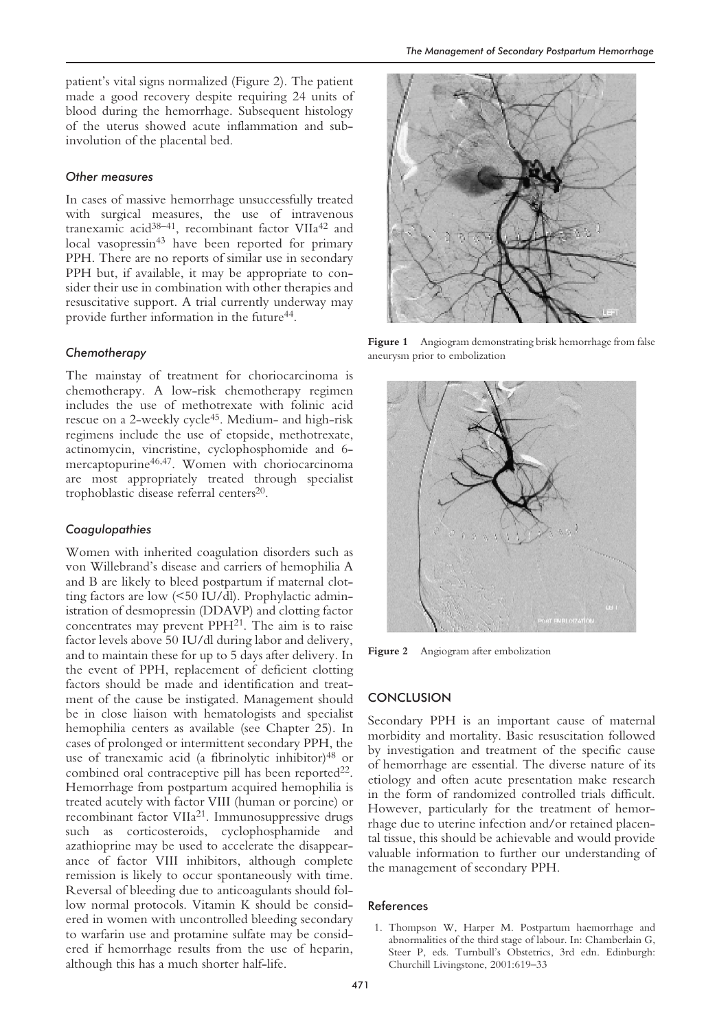patient's vital signs normalized (Figure 2). The patient made a good recovery despite requiring 24 units of blood during the hemorrhage. Subsequent histology of the uterus showed acute inflammation and subinvolution of the placental bed.

### *Other measures*

In cases of massive hemorrhage unsuccessfully treated with surgical measures, the use of intravenous tranexamic acid[38–41], recombinant factor VIIa[42] and local vasopressin[43] have been reported for primary PPH. There are no reports of similar use in secondary PPH but, if available, it may be appropriate to consider their use in combination with other therapies and resuscitative support. A trial currently underway may provide further information in the future[44].

### *Chemotherapy*

The mainstay of treatment for choriocarcinoma is chemotherapy. A low-risk chemotherapy regimen includes the use of methotrexate with folinic acid rescue on a 2-weekly cycle[45]. Medium- and high-risk regimens include the use of etopside, methotrexate, actinomycin, vincristine, cyclophosphomide and 6-mercaptopurine[46,47]. Women with choriocarcinoma are most appropriately treated through specialist trophoblastic disease referral centers[20].

### *Coagulopathies*

Women with inherited coagulation disorders such as von Willebrand's disease and carriers of hemophilia A and B are likely to bleed postpartum if maternal clotting factors are low (<50 IU/dl). Prophylactic administration of desmopressin (DDAVP) and clotting factor concentrates may prevent PPH[21]. The aim is to raise factor levels above 50 IU/dl during labor and delivery, and to maintain these for up to 5 days after delivery. In the event of PPH, replacement of deficient clotting factors should be made and identification and treatment of the cause be instigated. Management should be in close liaison with hematologists and specialist hemophilia centers as available (see Chapter 25). In cases of prolonged or intermittent secondary PPH, the use of tranexamic acid (a fibrinolytic inhibitor)[48] or combined oral contraceptive pill has been reported[22]. Hemorrhage from postpartum acquired hemophilia is treated acutely with factor VIII (human or porcine) or recombinant factor VIIa[21]. Immunosuppressive drugs such as corticosteroids, cyclophosphamide and azathioprine may be used to accelerate the disappearance of factor VIII inhibitors, although complete remission is likely to occur spontaneously with time. Reversal of bleeding due to anticoagulants should follow normal protocols. Vitamin K should be considered in women with uncontrolled bleeding secondary to warfarin use and protamine sulfate may be considered if hemorrhage results from the use of heparin, although this has a much shorter half-life.

**Figure 1** Angiogram demonstrating brisk hemorrhage from false aneurysm prior to embolization

**Figure 2** Angiogram after embolization

## CONCLUSION

Secondary PPH is an important cause of maternal morbidity and mortality. Basic resuscitation followed by investigation and treatment of the specific cause of hemorrhage are essential. The diverse nature of its etiology and often acute presentation make research in the form of randomized controlled trials difficult. However, particularly for the treatment of hemorrhage due to uterine infection and/or retained placental tissue, this should be achievable and would provide valuable information to further our understanding of the management of secondary PPH.

## References

1. Thompson W, Harper M. Postpartum haemorrhage and abnormalities of the third stage of labour. In: Chamberlain G, Steer P, eds. Turnbull's Obstetrics, 3rd edn. Edinburgh: Churchill Livingstone, 2001:619–33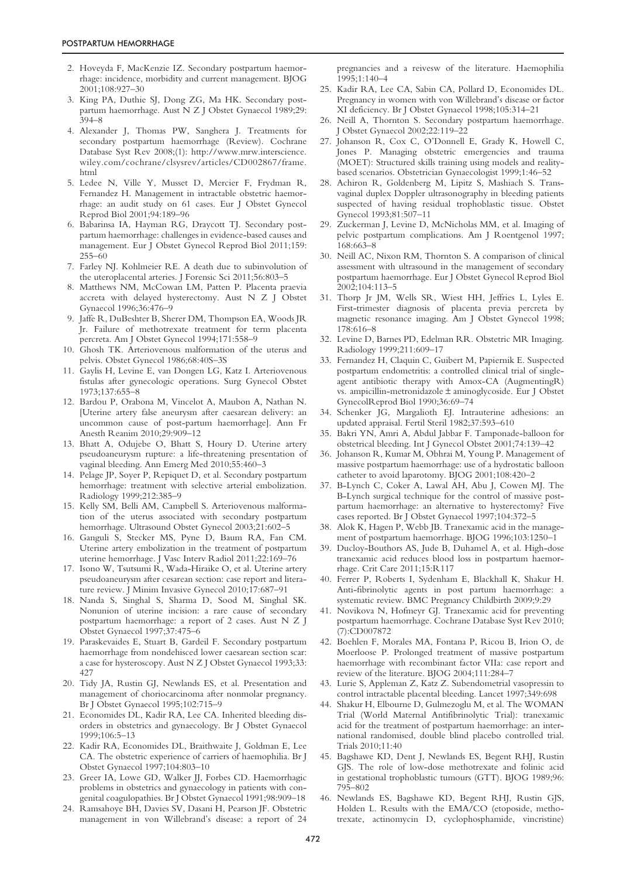2. Hoveyda F, MacKenzie IZ. Secondary postpartum haemorrhage: incidence, morbidity and current management. BJOG 2001;108:927–30
3. King PA, Duthie SJ, Dong ZG, Ma HK. Secondary postpartum haemorrhage. Aust N Z J Obstet Gynaecol 1989;29: 394–8
4. Alexander J, Thomas PW, Sanghera J. Treatments for secondary postpartum haemorrhage (Review). Cochrane Database Syst Rev 2008;(1): http://www.mrw.interscience.wiley.com/cochrane/clsysrev/articles/CD002867/frame.html
5. Ledee N, Ville Y, Musset D, Mercier F, Frydman R, Fernandez H. Management in intractable obstetric haemorrhage: an audit study on 61 cases. Eur J Obstet Gynecol Reprod Biol 2001;94:189–96
6. Babarinsa IA, Hayman RG, Draycott TJ. Secondary postpartum haemorrhage: challenges in evidence-based causes and management. Eur J Obstet Gynecol Reprod Biol 2011;159: 255–60
7. Farley NJ. Kohlmeier RE. A death due to subinvolution of the uteroplacental arteries. J Forensic Sci 2011;56:803–5
8. Matthews NM, McCowan LM, Patten P. Placenta praevia accreta with delayed hysterectomy. Aust N Z J Obstet Gynaecol 1996;36:476–9
9. Jaffe R, DuBeshter B, Sherer DM, Thompson EA, Woods JR Jr. Failure of methotrexate treatment for term placenta percreta. Am J Obstet Gynecol 1994;171:558–9
10. Ghosh TK. Arteriovenous malformation of the uterus and pelvis. Obstet Gynecol 1986;68:40S–3S
11. Gaylis H, Levine E, van Dongen LG, Katz I. Arteriovenous fistulas after gynecologic operations. Surg Gynecol Obstet 1973;137:655–8
12. Bardou P, Orabona M, Vincelot A, Maubon A, Nathan N. [Uterine artery false aneurysm after caesarean delivery: an uncommon cause of post-partum haemorrhage]. Ann Fr Anesth Reanim 2010;29:909–12
13. Bhatt A, Odujebe O, Bhatt S, Houry D. Uterine artery pseudoaneurysm rupture: a life-threatening presentation of vaginal bleeding. Ann Emerg Med 2010;55:460–3
14. Pelage JP, Soyer P, Repiquet D, et al. Secondary postpartum hemorrhage: treatment with selective arterial embolization. Radiology 1999;212:385–9
15. Kelly SM, Belli AM, Campbell S. Arteriovenous malformation of the uterus associated with secondary postpartum hemorrhage. Ultrasound Obstet Gynecol 2003;21:602–5
16. Ganguli S, Stecker MS, Pyne D, Baum RA, Fan CM. Uterine artery embolization in the treatment of postpartum uterine hemorrhage. J Vasc Interv Radiol 2011;22:169–76
17. Isono W, Tsutsumi R, Wada-Hiraike O, et al. Uterine artery pseudoaneurysm after cesarean section: case report and literature review. J Minim Invasive Gynecol 2010;17:687–91
18. Nanda S, Singhal S, Sharma D, Sood M, Singhal SK. Nonunion of uterine incision: a rare cause of secondary postpartum haemorrhage: a report of 2 cases. Aust N Z J Obstet Gynaecol 1997;37:475–6
19. Paraskevaides E, Stuart B, Gardeil F. Secondary postpartum haemorrhage from nondehisced lower caesarean section scar: a case for hysteroscopy. Aust N Z J Obstet Gynaecol 1993;33: 427
20. Tidy JA, Rustin GJ, Newlands ES, et al. Presentation and management of choriocarcinoma after nonmolar pregnancy. Br J Obstet Gynaecol 1995;102:715–9
21. Economides DL, Kadir RA, Lee CA. Inherited bleeding disorders in obstetrics and gynaecology. Br J Obstet Gynaecol 1999;106:5–13
22. Kadir RA, Economides DL, Braithwaite J, Goldman E, Lee CA. The obstetric experience of carriers of haemophilia. Br J Obstet Gynaecol 1997;104:803–10
23. Greer IA, Lowe GD, Walker JJ, Forbes CD. Haemorrhagic problems in obstetrics and gynaecology in patients with congenital coagulopathies. Br J Obstet Gynaecol 1991;98:909–18
24. Ramsahoye BH, Davies SV, Dasani H, Pearson JF. Obstetric management in von Willebrand's disease: a report of 24 pregnancies and a reivesw of the literature. Haemophilia 1995;1:140–4
25. Kadir RA, Lee CA, Sabin CA, Pollard D, Economides DL. Pregnancy in women with von Willebrand's disease or factor XI deficiency. Br J Obstet Gynaecol 1998;105:314–21
26. Neill A, Thornton S. Secondary postpartum haemorrhage. J Obstet Gynaecol 2002;22:119–22
27. Johanson R, Cox C, O'Donnell E, Grady K, Howell C, Jones P. Managing obstetric emergencies and trauma (MOET): Structured skills training using models and reality-based scenarios. Obstetrician Gynaecologist 1999;1:46–52
28. Achiron R, Goldenberg M, Lipitz S, Mashiach S. Transvaginal duplex Doppler ultrasonography in bleeding patients suspected of having residual trophoblastic tissue. Obstet Gynecol 1993;81:507–11
29. Zuckerman J, Levine D, McNicholas MM, et al. Imaging of pelvic postpartum complications. Am J Roentgenol 1997; 168:663–8
30. Neill AC, Nixon RM, Thornton S. A comparison of clinical assessment with ultrasound in the management of secondary postpartum haemorrhage. Eur J Obstet Gynecol Reprod Biol 2002;104:113–5
31. Thorp Jr JM, Wells SR, Wiest HH, Jeffries L, Lyles E. First-trimester diagnosis of placenta previa percreta by magnetic resonance imaging. Am J Obstet Gynecol 1998; 178:616–8
32. Levine D, Barnes PD, Edelman RR. Obstetric MR Imaging. Radiology 1999;211:609–17
33. Fernandez H, Claquin C, Guibert M, Papiernik E. Suspected postpartum endometritis: a controlled clinical trial of single-agent antibiotic therapy with Amox-CA (AugmentingR) vs. ampicillin-metronidazole ± aminoglycoside. Eur J Obstet GynecolReprod Biol 1990;36:69–74
34. Schenker JG, Margalioth EJ. Intrauterine adhesions: an updated appraisal. Fertil Steril 1982;37:593–610
35. Bakri YN, Amri A, Abdul Jabbar F. Tamponade-balloon for obstetrical bleeding. Int J Gynecol Obstet 2001;74:139–42
36. Johanson R, Kumar M, Obhrai M, Young P. Management of massive postpartum haemorrhage: use of a hydrostatic balloon catheter to avoid laparotomy. BJOG 2001;108:420–2
37. B-Lynch C, Coker A, Lawal AH, Abu J, Cowen MJ. The B-Lynch surgical technique for the control of massive postpartum haemorrhage: an alternative to hysterectomy? Five cases reported. Br J Obstet Gynaecol 1997;104:372–5
38. Alok K, Hagen P, Webb JB. Tranexamic acid in the management of postpartum haemorrhage. BJOG 1996;103:1250–1
39. Ducloy-Bouthors AS, Jude B, Duhamel A, et al. High-dose tranexamic acid reduces blood loss in postpartum haemorrhage. Crit Care 2011;15:R117
40. Ferrer P, Roberts I, Sydenham E, Blackhall K, Shakur H. Anti-fibrinolytic agents in post partum haemorrhage: a systematic review. BMC Pregnancy Childbirth 2009;9:29
41. Novikova N, Hofmeyr GJ. Tranexamic acid for preventing postpartum haemorrhage. Cochrane Database Syst Rev 2010; (7):CD007872
42. Boehlen F, Morales MA, Fontana P, Ricou B, Irion O, de Moerloose P. Prolonged treatment of massive postpartum haemorrhage with recombinant factor VIIa: case report and review of the literature. BJOG 2004;111:284–7
43. Lurie S, Appleman Z, Katz Z. Subendometrial vasopressin to control intractable placental bleeding. Lancet 1997;349:698
44. Shakur H, Elbourne D, Gulmezoglu M, et al. The WOMAN Trial (World Maternal Antifibrinolytic Trial): tranexamic acid for the treatment of postpartum haemorrhage: an international randomised, double blind placebo controlled trial. Trials 2010;11:40
45. Bagshawe KD, Dent J, Newlands ES, Begent RHJ, Rustin GJS. The role of low-dose methotrexate and folinic acid in gestational trophoblastic tumours (GTT). BJOG 1989;96: 795–802
46. Newlands ES, Bagshawe KD, Begent RHJ, Rustin GJS, Holden L. Results with the EMA/CO (etoposide, methotrexate, actinomycin D, cyclophosphamide, vincristine)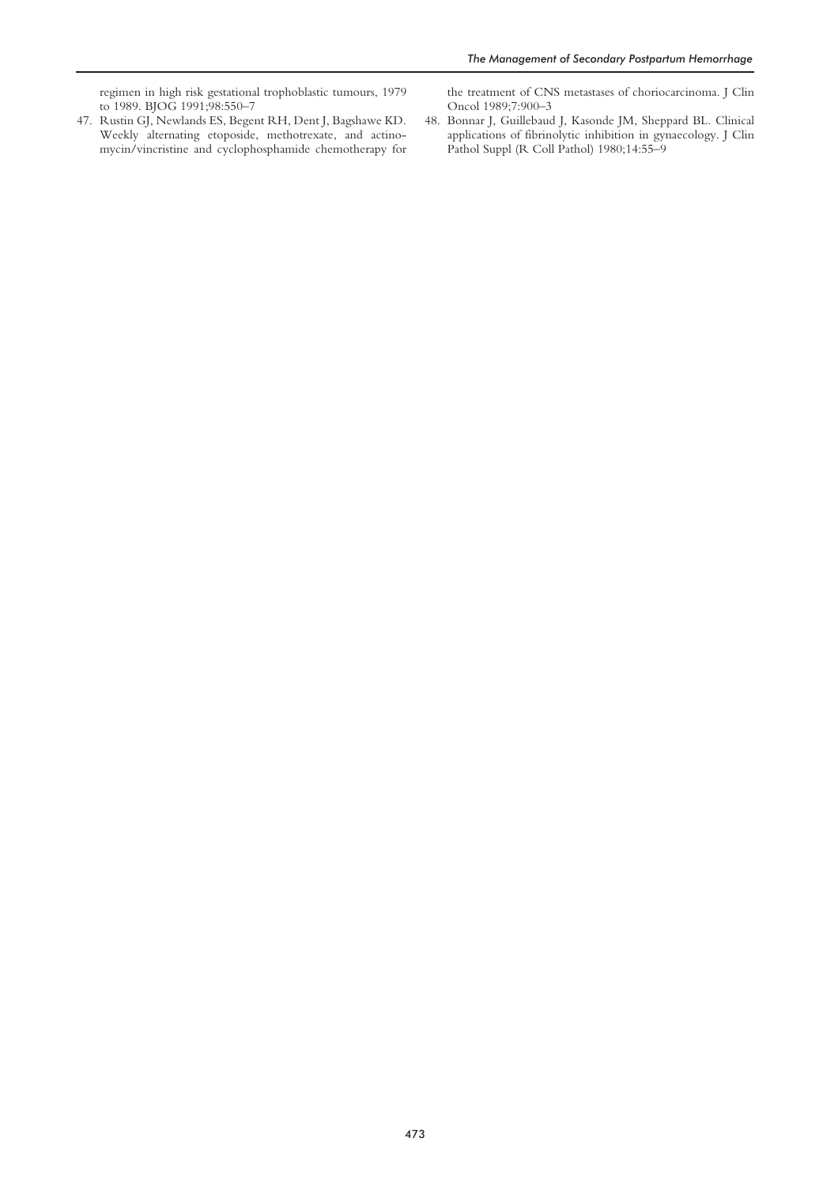regimen in high risk gestational trophoblastic tumours, 1979 to 1989. BJOG 1991;98:550–7

47. Rustin GJ, Newlands ES, Begent RH, Dent J, Bagshawe KD. Weekly alternating etoposide, methotrexate, and actinomycin/vincristine and cyclophosphamide chemotherapy for the treatment of CNS metastases of choriocarcinoma. J Clin Oncol 1989;7:900–3
48. Bonnar J, Guillebaud J, Kasonde JM, Sheppard BL. Clinical applications of fibrinolytic inhibition in gynaecology. J Clin Pathol Suppl (R Coll Pathol) 1980;14:55–9